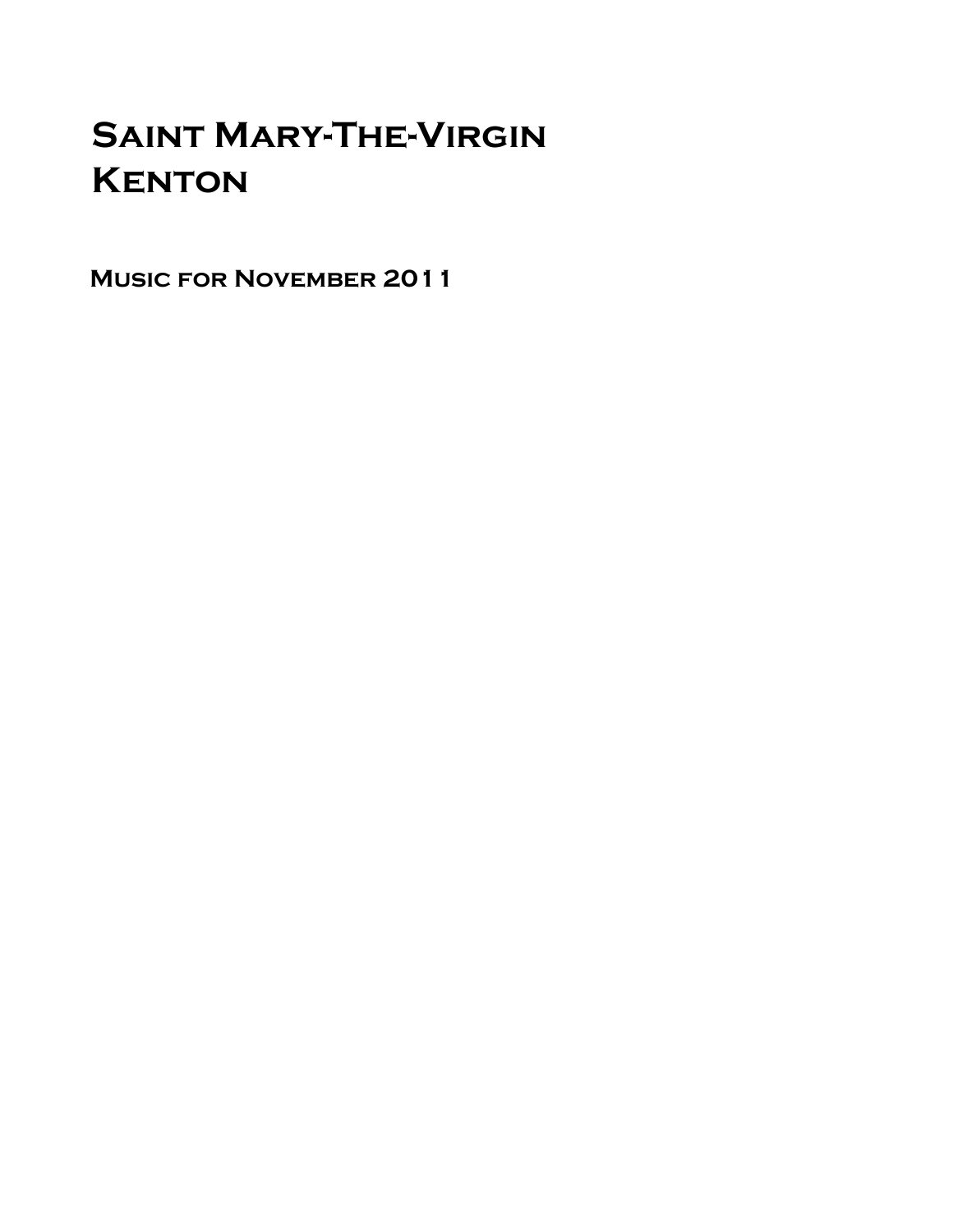# Saint Mary-The-Virgin
# Kenton

## Music for November 2011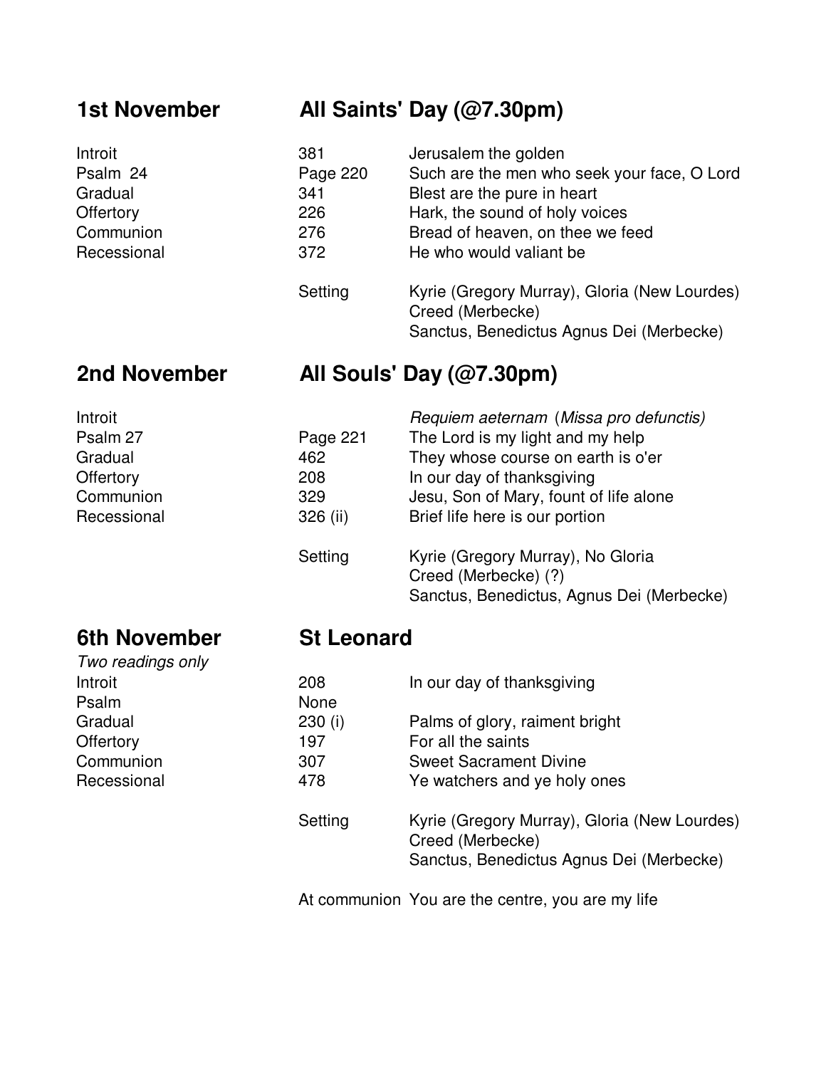## 1st November — All Saints' Day (@7.30pm)

| | | |
|---|---|---|
| Introit | 381 | Jerusalem the golden |
| Psalm 24 | Page 220 | Such are the men who seek your face, O Lord |
| Gradual | 341 | Blest are the pure in heart |
| Offertory | 226 | Hark, the sound of holy voices |
| Communion | 276 | Bread of heaven, on thee we feed |
| Recessional | 372 | He who would valiant be |
| | Setting | Kyrie (Gregory Murray), Gloria (New Lourdes)<br>Creed (Merbecke)<br>Sanctus, Benedictus Agnus Dei (Merbecke) |

## 2nd November — All Souls' Day (@7.30pm)

| | | |
|---|---|---|
| Introit | | *Requiem aeternam* (*Missa pro defunctis)* |
| Psalm 27 | Page 221 | The Lord is my light and my help |
| Gradual | 462 | They whose course on earth is o'er |
| Offertory | 208 | In our day of thanksgiving |
| Communion | 329 | Jesu, Son of Mary, fount of life alone |
| Recessional | 326 (ii) | Brief life here is our portion |
| | Setting | Kyrie (Gregory Murray), No Gloria<br>Creed (Merbecke) (?)<br>Sanctus, Benedictus, Agnus Dei (Merbecke) |

## 6th November — St Leonard

*Two readings only*

| | | |
|---|---|---|
| Introit | 208 | In our day of thanksgiving |
| Psalm | None | |
| Gradual | 230 (i) | Palms of glory, raiment bright |
| Offertory | 197 | For all the saints |
| Communion | 307 | Sweet Sacrament Divine |
| Recessional | 478 | Ye watchers and ye holy ones |
| | Setting | Kyrie (Gregory Murray), Gloria (New Lourdes)<br>Creed (Merbecke)<br>Sanctus, Benedictus Agnus Dei (Merbecke) |
| | At communion | You are the centre, you are my life |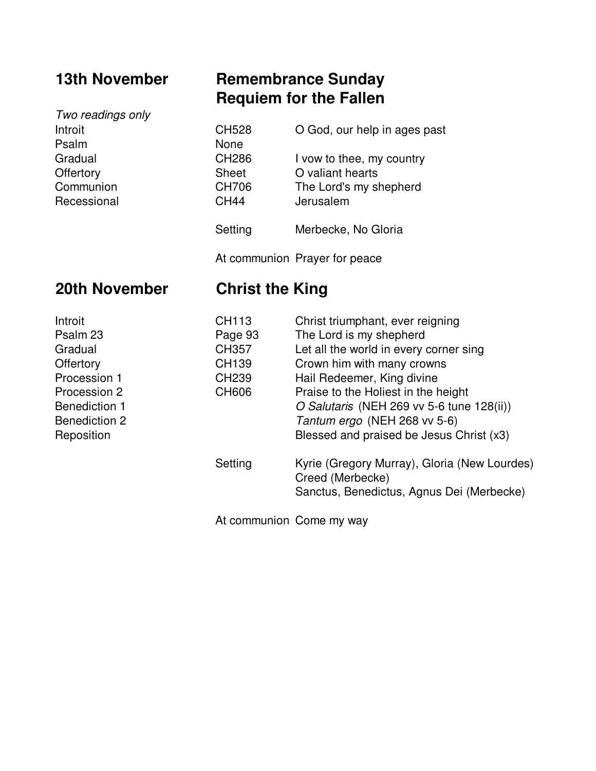## 13th November — Remembrance Sunday Requiem for the Fallen

*Two readings only*

| | | |
|---|---|---|
| Introit | CH528 | O God, our help in ages past |
| Psalm | None | |
| Gradual | CH286 | I vow to thee, my country |
| Offertory | Sheet | O valiant hearts |
| Communion | CH706 | The Lord's my shepherd |
| Recessional | CH44 | Jerusalem |
| | Setting | Merbecke, No Gloria |
| | At communion | Prayer for peace |

## 20th November — Christ the King

| | | |
|---|---|---|
| Introit | CH113 | Christ triumphant, ever reigning |
| Psalm 23 | Page 93 | The Lord is my shepherd |
| Gradual | CH357 | Let all the world in every corner sing |
| Offertory | CH139 | Crown him with many crowns |
| Procession 1 | CH239 | Hail Redeemer, King divine |
| Procession 2 | CH606 | Praise to the Holiest in the height |
| Benediction 1 | | *O Salutaris* (NEH 269 vv 5-6 tune 128(ii)) |
| Benediction 2 | | *Tantum ergo* (NEH 268 vv 5-6) |
| Reposition | | Blessed and praised be Jesus Christ (x3) |
| | Setting | Kyrie (Gregory Murray), Gloria (New Lourdes)<br>Creed (Merbecke)<br>Sanctus, Benedictus, Agnus Dei (Merbecke) |
| | At communion | Come my way |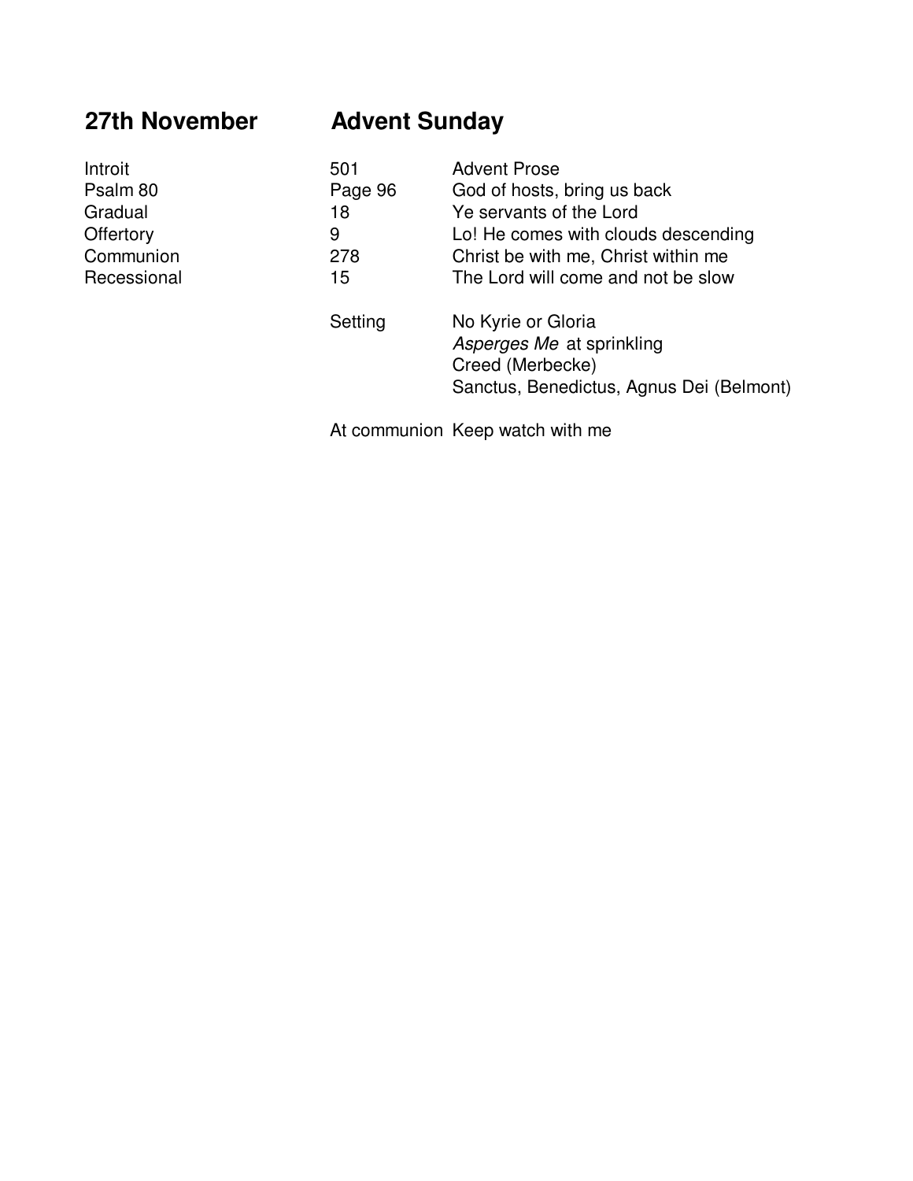## 27th November Advent Sunday

| | | |
|---|---|---|
| Introit | 501 | Advent Prose |
| Psalm 80 | Page 96 | God of hosts, bring us back |
| Gradual | 18 | Ye servants of the Lord |
| Offertory | 9 | Lo! He comes with clouds descending |
| Communion | 278 | Christ be with me, Christ within me |
| Recessional | 15 | The Lord will come and not be slow |
| | Setting | No Kyrie or Gloria |
| | | *Asperges Me* at sprinkling |
| | | Creed (Merbecke) |
| | | Sanctus, Benedictus, Agnus Dei (Belmont) |
| | At communion | Keep watch with me |